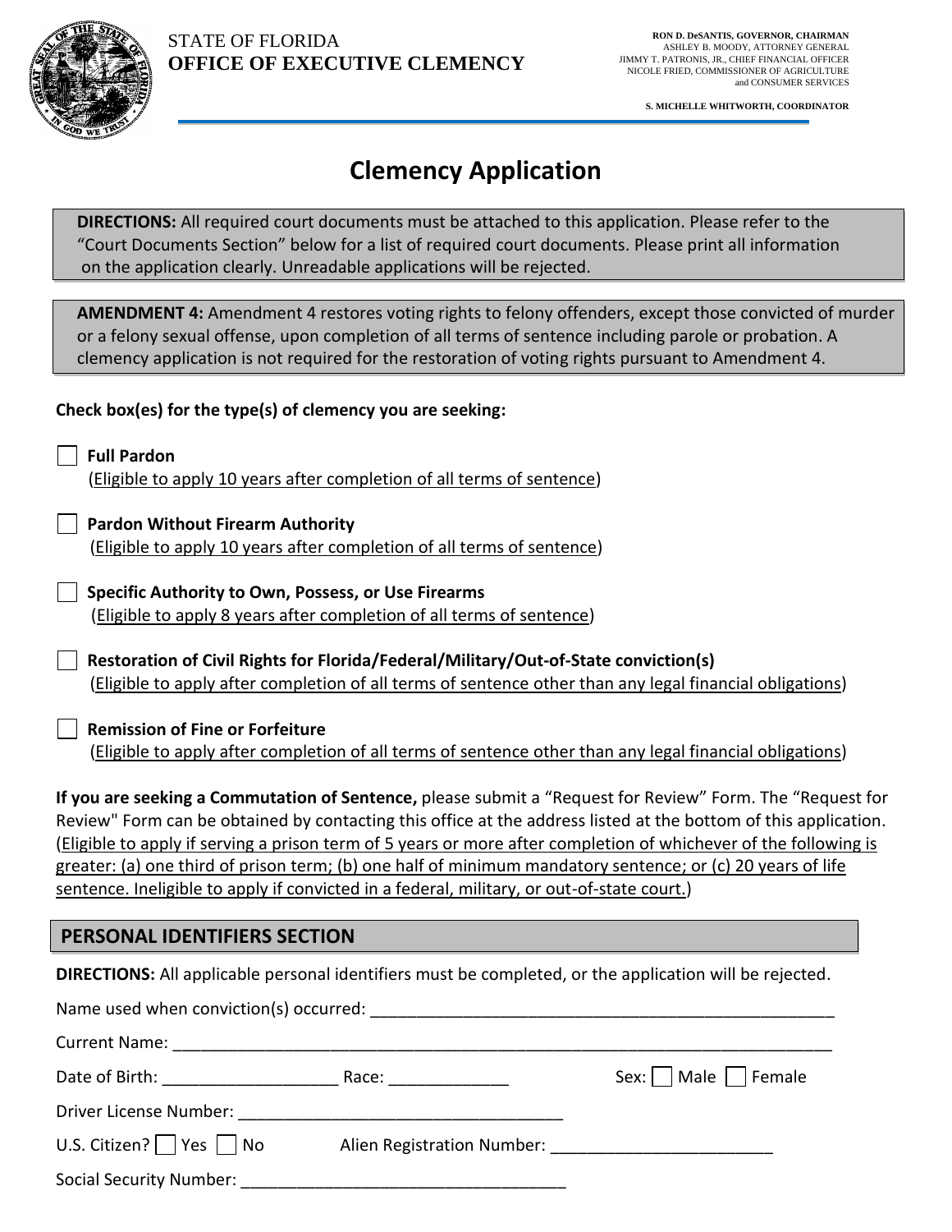STATE OF FLORIDA
**OFFICE OF EXECUTIVE CLEMENCY**

**RON D. DeSANTIS, GOVERNOR, CHAIRMAN**
ASHLEY B. MOODY, ATTORNEY GENERAL
JIMMY T. PATRONIS, JR., CHIEF FINANCIAL OFFICER
NICOLE FRIED, COMMISSIONER OF AGRICULTURE and CONSUMER SERVICES

**S. MICHELLE WHITWORTH, COORDINATOR**

# Clemency Application

**DIRECTIONS:** All required court documents must be attached to this application. Please refer to the "Court Documents Section" below for a list of required court documents. Please print all information on the application clearly. Unreadable applications will be rejected.

**AMENDMENT 4:** Amendment 4 restores voting rights to felony offenders, except those convicted of murder or a felony sexual offense, upon completion of all terms of sentence including parole or probation. A clemency application is not required for the restoration of voting rights pursuant to Amendment 4.

**Check box(es) for the type(s) of clemency you are seeking:**

☐ **Full Pardon**
(Eligible to apply 10 years after completion of all terms of sentence)

☐ **Pardon Without Firearm Authority**
(Eligible to apply 10 years after completion of all terms of sentence)

☐ **Specific Authority to Own, Possess, or Use Firearms**
(Eligible to apply 8 years after completion of all terms of sentence)

☐ **Restoration of Civil Rights for Florida/Federal/Military/Out-of-State conviction(s)**
(Eligible to apply after completion of all terms of sentence other than any legal financial obligations)

☐ **Remission of Fine or Forfeiture**
(Eligible to apply after completion of all terms of sentence other than any legal financial obligations)

**If you are seeking a Commutation of Sentence,** please submit a "Request for Review" Form. The "Request for Review" Form can be obtained by contacting this office at the address listed at the bottom of this application. (Eligible to apply if serving a prison term of 5 years or more after completion of whichever of the following is greater: (a) one third of prison term; (b) one half of minimum mandatory sentence; or (c) 20 years of life sentence. Ineligible to apply if convicted in a federal, military, or out-of-state court.)

## PERSONAL IDENTIFIERS SECTION

**DIRECTIONS:** All applicable personal identifiers must be completed, or the application will be rejected.

Name used when conviction(s) occurred: ______________________________________________

Current Name: ______________________________________________________________________

Date of Birth: ___________________ Race: _____________ Sex: ☐ Male ☐ Female

Driver License Number: ___________________________________

U.S. Citizen? ☐ Yes ☐ No Alien Registration Number: ______________________

Social Security Number: ___________________________________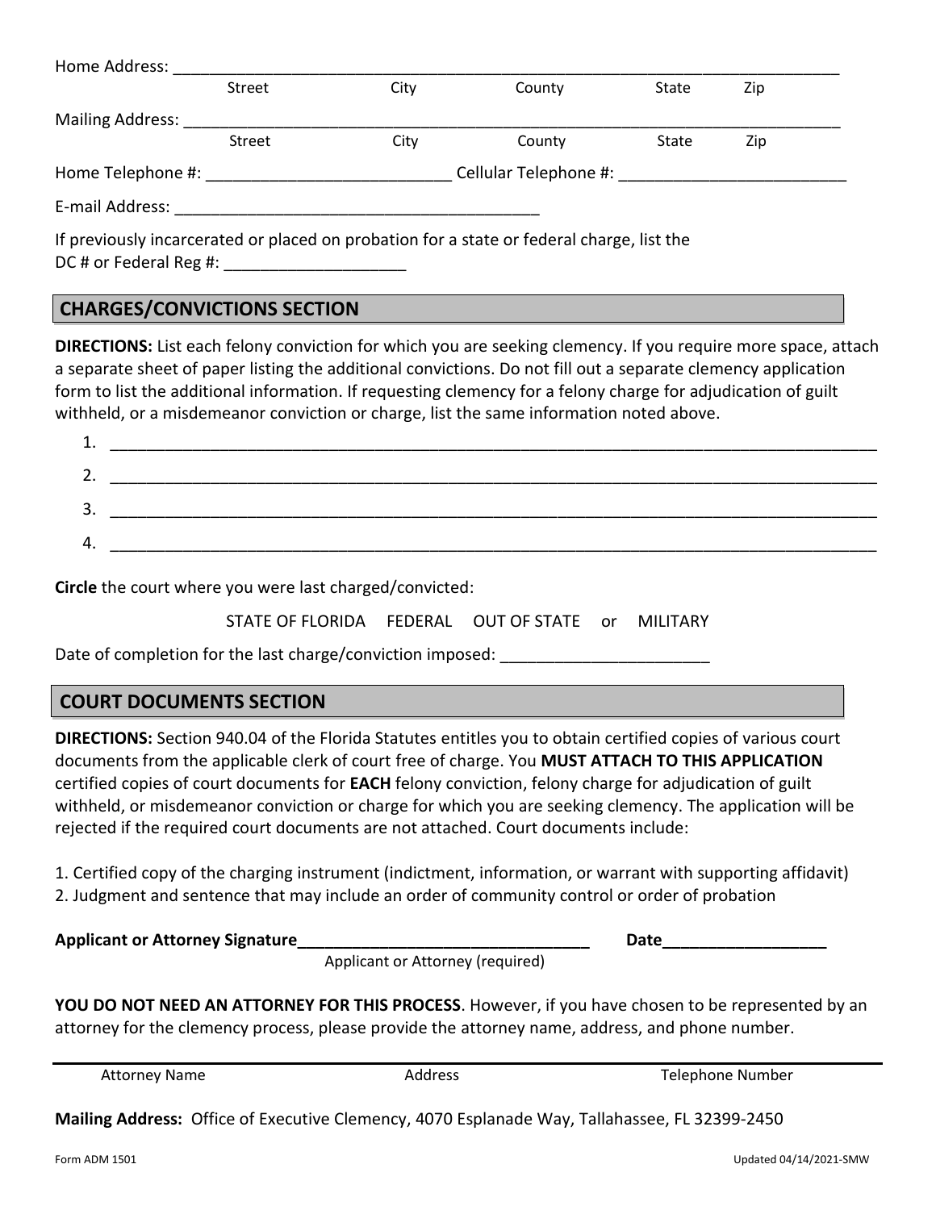Home Address: ___________________________________________________________________________

Street | City | County | State | Zip

Mailing Address: _________________________________________________________________________

Street | City | County | State | Zip

Home Telephone #: ___________________________ Cellular Telephone #: _________________________

E-mail Address: ________________________________________

If previously incarcerated or placed on probation for a state or federal charge, list the DC # or Federal Reg #: ____________________

## CHARGES/CONVICTIONS SECTION

**DIRECTIONS:** List each felony conviction for which you are seeking clemency. If you require more space, attach a separate sheet of paper listing the additional convictions. Do not fill out a separate clemency application form to list the additional information. If requesting clemency for a felony charge for adjudication of guilt withheld, or a misdemeanor conviction or charge, list the same information noted above.

1. ______________________________________________________________________________________
2. ______________________________________________________________________________________
3. ______________________________________________________________________________________
4. ______________________________________________________________________________________

**Circle** the court where you were last charged/convicted:

STATE OF FLORIDA FEDERAL OUT OF STATE or MILITARY

Date of completion for the last charge/conviction imposed: _______________________

## COURT DOCUMENTS SECTION

**DIRECTIONS:** Section 940.04 of the Florida Statutes entitles you to obtain certified copies of various court documents from the applicable clerk of court free of charge. You **MUST ATTACH TO THIS APPLICATION** certified copies of court documents for **EACH** felony conviction, felony charge for adjudication of guilt withheld, or misdemeanor conviction or charge for which you are seeking clemency. The application will be rejected if the required court documents are not attached. Court documents include:

1. Certified copy of the charging instrument (indictment, information, or warrant with supporting affidavit)
2. Judgment and sentence that may include an order of community control or order of probation

**Applicant or Attorney Signature**_________________________________ **Date**__________________

Applicant or Attorney (required)

**YOU DO NOT NEED AN ATTORNEY FOR THIS PROCESS**. However, if you have chosen to be represented by an attorney for the clemency process, please provide the attorney name, address, and phone number.

_____________________________________________________________________________________________

Attorney Name | Address | Telephone Number

**Mailing Address:** Office of Executive Clemency, 4070 Esplanade Way, Tallahassee, FL 32399-2450

Form ADM 1501 | Updated 04/14/2021-SMW